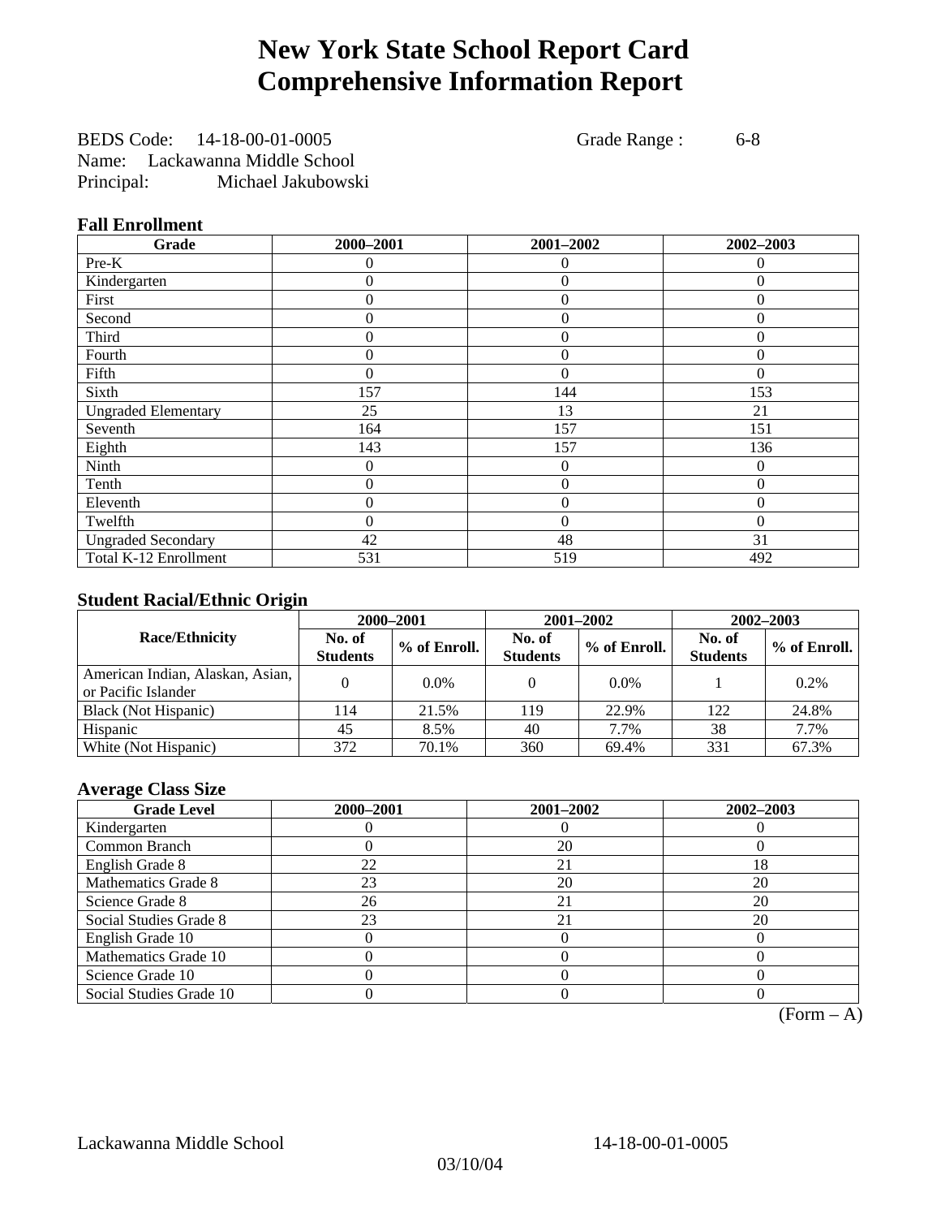# New York State School Report Card
# Comprehensive Information Report

BEDS Code: 14-18-00-01-0005 Grade Range : 6-8
Name: Lackawanna Middle School
Principal: Michael Jakubowski

### Fall Enrollment

| Grade | 2000–2001 | 2001–2002 | 2002–2003 |
|---|---|---|---|
| Pre-K | 0 | 0 | 0 |
| Kindergarten | 0 | 0 | 0 |
| First | 0 | 0 | 0 |
| Second | 0 | 0 | 0 |
| Third | 0 | 0 | 0 |
| Fourth | 0 | 0 | 0 |
| Fifth | 0 | 0 | 0 |
| Sixth | 157 | 144 | 153 |
| Ungraded Elementary | 25 | 13 | 21 |
| Seventh | 164 | 157 | 151 |
| Eighth | 143 | 157 | 136 |
| Ninth | 0 | 0 | 0 |
| Tenth | 0 | 0 | 0 |
| Eleventh | 0 | 0 | 0 |
| Twelfth | 0 | 0 | 0 |
| Ungraded Secondary | 42 | 48 | 31 |
| Total K-12 Enrollment | 531 | 519 | 492 |

### Student Racial/Ethnic Origin

| Race/Ethnicity | 2000–2001 | | 2001–2002 | | 2002–2003 | |
|---|---|---|---|---|---|---|
| | No. of Students | % of Enroll. | No. of Students | % of Enroll. | No. of Students | % of Enroll. |
| American Indian, Alaskan, Asian, or Pacific Islander | 0 | 0.0% | 0 | 0.0% | 1 | 0.2% |
| Black (Not Hispanic) | 114 | 21.5% | 119 | 22.9% | 122 | 24.8% |
| Hispanic | 45 | 8.5% | 40 | 7.7% | 38 | 7.7% |
| White (Not Hispanic) | 372 | 70.1% | 360 | 69.4% | 331 | 67.3% |

### Average Class Size

| Grade Level | 2000–2001 | 2001–2002 | 2002–2003 |
|---|---|---|---|
| Kindergarten | 0 | 0 | 0 |
| Common Branch | 0 | 20 | 0 |
| English Grade 8 | 22 | 21 | 18 |
| Mathematics Grade 8 | 23 | 20 | 20 |
| Science Grade 8 | 26 | 21 | 20 |
| Social Studies Grade 8 | 23 | 21 | 20 |
| English Grade 10 | 0 | 0 | 0 |
| Mathematics Grade 10 | 0 | 0 | 0 |
| Science Grade 10 | 0 | 0 | 0 |
| Social Studies Grade 10 | 0 | 0 | 0 |

(Form – A)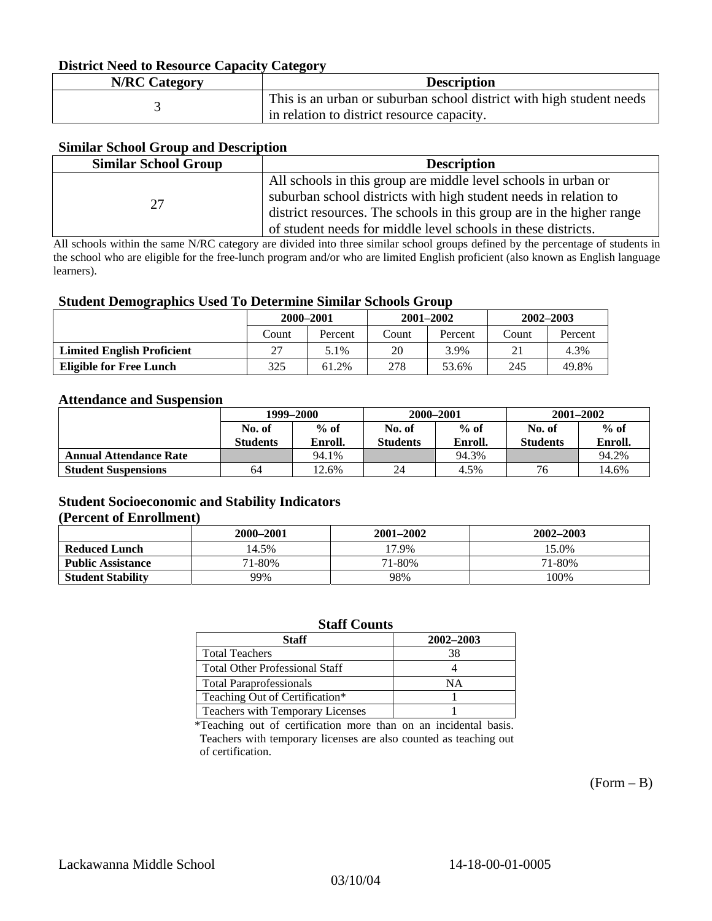### District Need to Resource Capacity Category

| N/RC Category | Description |
|---|---|
| 3 | This is an urban or suburban school district with high student needs in relation to district resource capacity. |

### Similar School Group and Description

| Similar School Group | Description |
|---|---|
| 27 | All schools in this group are middle level schools in urban or suburban school districts with high student needs in relation to district resources. The schools in this group are in the higher range of student needs for middle level schools in these districts. |

All schools within the same N/RC category are divided into three similar school groups defined by the percentage of students in the school who are eligible for the free-lunch program and/or who are limited English proficient (also known as English language learners).

### Student Demographics Used To Determine Similar Schools Group

| | 2000–2001 | | 2001–2002 | | 2002–2003 | |
|---|---|---|---|---|---|---|
| | Count | Percent | Count | Percent | Count | Percent |
| **Limited English Proficient** | 27 | 5.1% | 20 | 3.9% | 21 | 4.3% |
| **Eligible for Free Lunch** | 325 | 61.2% | 278 | 53.6% | 245 | 49.8% |

### Attendance and Suspension

| | 1999–2000 | | 2000–2001 | | 2001–2002 | |
|---|---|---|---|---|---|---|
| | No. of Students | % of Enroll. | No. of Students | % of Enroll. | No. of Students | % of Enroll. |
| **Annual Attendance Rate** | | 94.1% | | 94.3% | | 94.2% |
| **Student Suspensions** | 64 | 12.6% | 24 | 4.5% | 76 | 14.6% |

### Student Socioeconomic and Stability Indicators (Percent of Enrollment)

| | 2000–2001 | 2001–2002 | 2002–2003 |
|---|---|---|---|
| **Reduced Lunch** | 14.5% | 17.9% | 15.0% |
| **Public Assistance** | 71-80% | 71-80% | 71-80% |
| **Student Stability** | 99% | 98% | 100% |

### Staff Counts

| Staff | 2002–2003 |
|---|---|
| Total Teachers | 38 |
| Total Other Professional Staff | 4 |
| Total Paraprofessionals | NA |
| Teaching Out of Certification* | 1 |
| Teachers with Temporary Licenses | 1 |

*Teaching out of certification more than on an incidental basis. Teachers with temporary licenses are also counted as teaching out of certification.

(Form – B)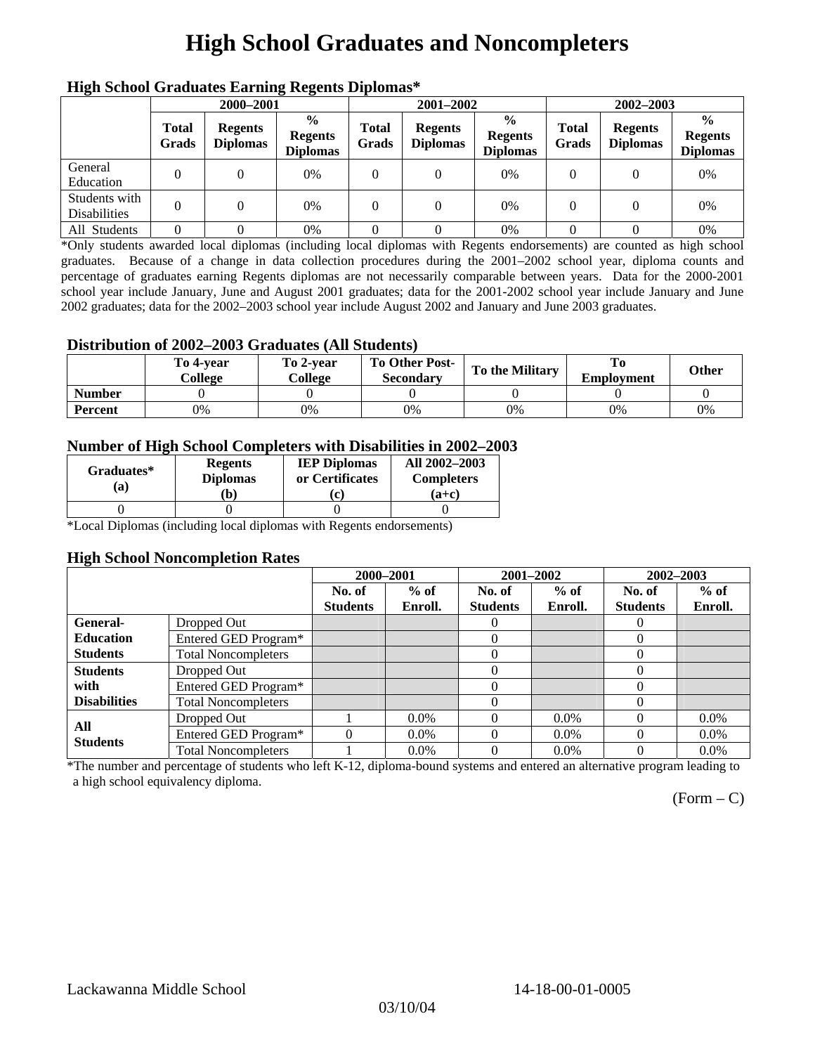# High School Graduates and Noncompleters

### High School Graduates Earning Regents Diplomas*

| | 2000–2001 | | | 2001–2002 | | | 2002–2003 | | |
|---|---|---|---|---|---|---|---|---|---|
| | Total Grads | Regents Diplomas | % Regents Diplomas | Total Grads | Regents Diplomas | % Regents Diplomas | Total Grads | Regents Diplomas | % Regents Diplomas |
| General Education | 0 | 0 | 0% | 0 | 0 | 0% | 0 | 0 | 0% |
| Students with Disabilities | 0 | 0 | 0% | 0 | 0 | 0% | 0 | 0 | 0% |
| All Students | 0 | 0 | 0% | 0 | 0 | 0% | 0 | 0 | 0% |

*Only students awarded local diplomas (including local diplomas with Regents endorsements) are counted as high school graduates. Because of a change in data collection procedures during the 2001–2002 school year, diploma counts and percentage of graduates earning Regents diplomas are not necessarily comparable between years. Data for the 2000-2001 school year include January, June and August 2001 graduates; data for the 2001-2002 school year include January and June 2002 graduates; data for the 2002–2003 school year include August 2002 and January and June 2003 graduates.

### Distribution of 2002–2003 Graduates (All Students)

| | To 4-year College | To 2-year College | To Other Post-Secondary | To the Military | To Employment | Other |
|---|---|---|---|---|---|---|
| Number | 0 | 0 | 0 | 0 | 0 | 0 |
| Percent | 0% | 0% | 0% | 0% | 0% | 0% |

### Number of High School Completers with Disabilities in 2002–2003

| Graduates* (a) | Regents Diplomas (b) | IEP Diplomas or Certificates (c) | All 2002–2003 Completers (a+c) |
|---|---|---|---|
| 0 | 0 | 0 | 0 |

*Local Diplomas (including local diplomas with Regents endorsements)

### High School Noncompletion Rates

| | | 2000–2001 | | 2001–2002 | | 2002–2003 | |
|---|---|---|---|---|---|---|---|
| | | No. of Students | % of Enroll. | No. of Students | % of Enroll. | No. of Students | % of Enroll. |
| General-Education Students | Dropped Out | | | 0 | | 0 | |
| | Entered GED Program* | | | 0 | | 0 | |
| | Total Noncompleters | | | 0 | | 0 | |
| Students with Disabilities | Dropped Out | | | 0 | | 0 | |
| | Entered GED Program* | | | 0 | | 0 | |
| | Total Noncompleters | | | 0 | | 0 | |
| All Students | Dropped Out | 1 | 0.0% | 0 | 0.0% | 0 | 0.0% |
| | Entered GED Program* | 0 | 0.0% | 0 | 0.0% | 0 | 0.0% |
| | Total Noncompleters | 1 | 0.0% | 0 | 0.0% | 0 | 0.0% |

*The number and percentage of students who left K-12, diploma-bound systems and entered an alternative program leading to a high school equivalency diploma.

(Form – C)

Lackawanna Middle School 14-18-00-01-0005

03/10/04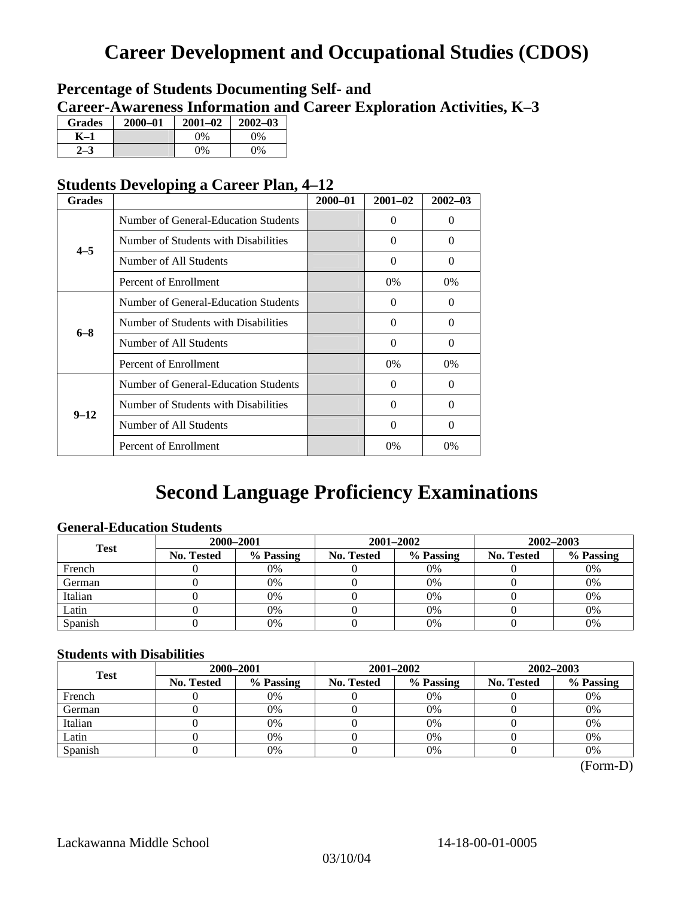# Career Development and Occupational Studies (CDOS)

## Percentage of Students Documenting Self- and Career-Awareness Information and Career Exploration Activities, K–3

| Grades | 2000–01 | 2001–02 | 2002–03 |
|---|---|---|---|
| K–1 | | 0% | 0% |
| 2–3 | | 0% | 0% |

## Students Developing a Career Plan, 4–12

| Grades | | 2000–01 | 2001–02 | 2002–03 |
|---|---|---|---|---|
| 4–5 | Number of General-Education Students | | 0 | 0 |
| | Number of Students with Disabilities | | 0 | 0 |
| | Number of All Students | | 0 | 0 |
| | Percent of Enrollment | | 0% | 0% |
| 6–8 | Number of General-Education Students | | 0 | 0 |
| | Number of Students with Disabilities | | 0 | 0 |
| | Number of All Students | | 0 | 0 |
| | Percent of Enrollment | | 0% | 0% |
| 9–12 | Number of General-Education Students | | 0 | 0 |
| | Number of Students with Disabilities | | 0 | 0 |
| | Number of All Students | | 0 | 0 |
| | Percent of Enrollment | | 0% | 0% |

# Second Language Proficiency Examinations

### General-Education Students

| Test | 2000–2001 | | 2001–2002 | | 2002–2003 | |
|---|---|---|---|---|---|---|
| | No. Tested | % Passing | No. Tested | % Passing | No. Tested | % Passing |
| French | 0 | 0% | 0 | 0% | 0 | 0% |
| German | 0 | 0% | 0 | 0% | 0 | 0% |
| Italian | 0 | 0% | 0 | 0% | 0 | 0% |
| Latin | 0 | 0% | 0 | 0% | 0 | 0% |
| Spanish | 0 | 0% | 0 | 0% | 0 | 0% |

### Students with Disabilities

| Test | 2000–2001 | | 2001–2002 | | 2002–2003 | |
|---|---|---|---|---|---|---|
| | No. Tested | % Passing | No. Tested | % Passing | No. Tested | % Passing |
| French | 0 | 0% | 0 | 0% | 0 | 0% |
| German | 0 | 0% | 0 | 0% | 0 | 0% |
| Italian | 0 | 0% | 0 | 0% | 0 | 0% |
| Latin | 0 | 0% | 0 | 0% | 0 | 0% |
| Spanish | 0 | 0% | 0 | 0% | 0 | 0% |

(Form-D)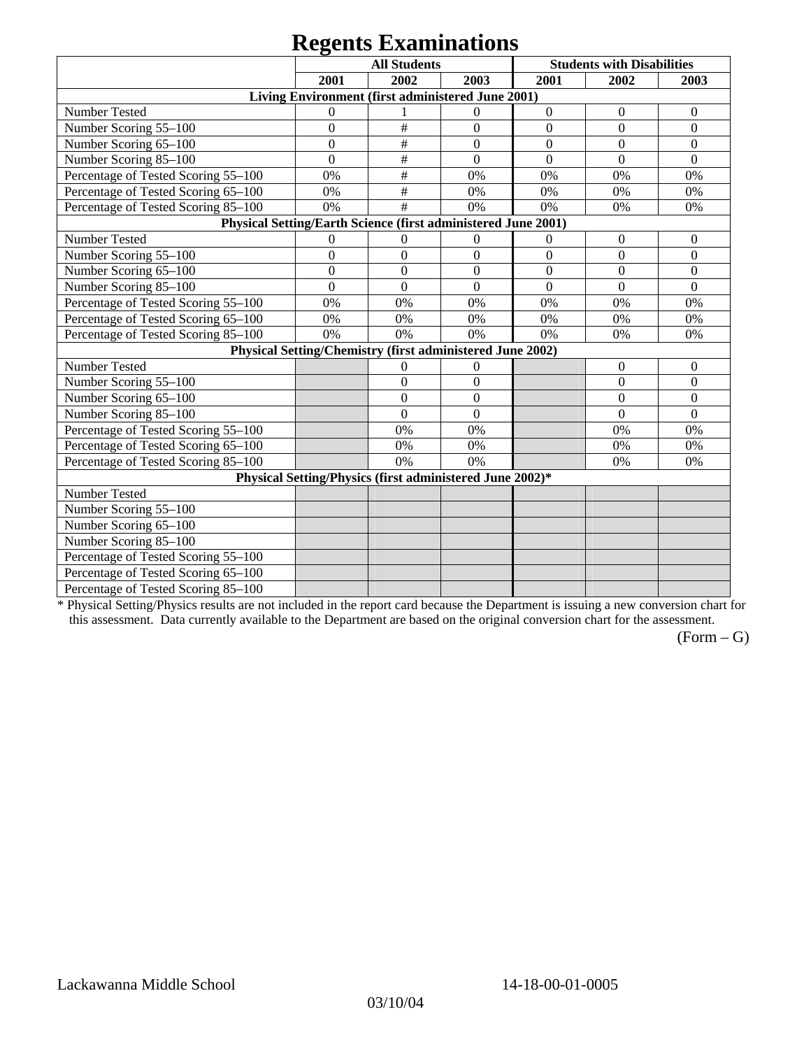# Regents Examinations

| | All Students | | | Students with Disabilities | | |
|---|---|---|---|---|---|---|
| | 2001 | 2002 | 2003 | 2001 | 2002 | 2003 |
| **Living Environment (first administered June 2001)** | | | | | | |
| Number Tested | 0 | 1 | 0 | 0 | 0 | 0 |
| Number Scoring 55–100 | 0 | # | 0 | 0 | 0 | 0 |
| Number Scoring 65–100 | 0 | # | 0 | 0 | 0 | 0 |
| Number Scoring 85–100 | 0 | # | 0 | 0 | 0 | 0 |
| Percentage of Tested Scoring 55–100 | 0% | # | 0% | 0% | 0% | 0% |
| Percentage of Tested Scoring 65–100 | 0% | # | 0% | 0% | 0% | 0% |
| Percentage of Tested Scoring 85–100 | 0% | # | 0% | 0% | 0% | 0% |
| **Physical Setting/Earth Science (first administered June 2001)** | | | | | | |
| Number Tested | 0 | 0 | 0 | 0 | 0 | 0 |
| Number Scoring 55–100 | 0 | 0 | 0 | 0 | 0 | 0 |
| Number Scoring 65–100 | 0 | 0 | 0 | 0 | 0 | 0 |
| Number Scoring 85–100 | 0 | 0 | 0 | 0 | 0 | 0 |
| Percentage of Tested Scoring 55–100 | 0% | 0% | 0% | 0% | 0% | 0% |
| Percentage of Tested Scoring 65–100 | 0% | 0% | 0% | 0% | 0% | 0% |
| Percentage of Tested Scoring 85–100 | 0% | 0% | 0% | 0% | 0% | 0% |
| **Physical Setting/Chemistry (first administered June 2002)** | | | | | | |
| Number Tested | | 0 | 0 | | 0 | 0 |
| Number Scoring 55–100 | | 0 | 0 | | 0 | 0 |
| Number Scoring 65–100 | | 0 | 0 | | 0 | 0 |
| Number Scoring 85–100 | | 0 | 0 | | 0 | 0 |
| Percentage of Tested Scoring 55–100 | | 0% | 0% | | 0% | 0% |
| Percentage of Tested Scoring 65–100 | | 0% | 0% | | 0% | 0% |
| Percentage of Tested Scoring 85–100 | | 0% | 0% | | 0% | 0% |
| **Physical Setting/Physics (first administered June 2002)*** | | | | | | |
| Number Tested | | | | | | |
| Number Scoring 55–100 | | | | | | |
| Number Scoring 65–100 | | | | | | |
| Number Scoring 85–100 | | | | | | |
| Percentage of Tested Scoring 55–100 | | | | | | |
| Percentage of Tested Scoring 65–100 | | | | | | |
| Percentage of Tested Scoring 85–100 | | | | | | |

* Physical Setting/Physics results are not included in the report card because the Department is issuing a new conversion chart for this assessment. Data currently available to the Department are based on the original conversion chart for the assessment.

(Form – G)

Lackawanna Middle School 14-18-00-01-0005

03/10/04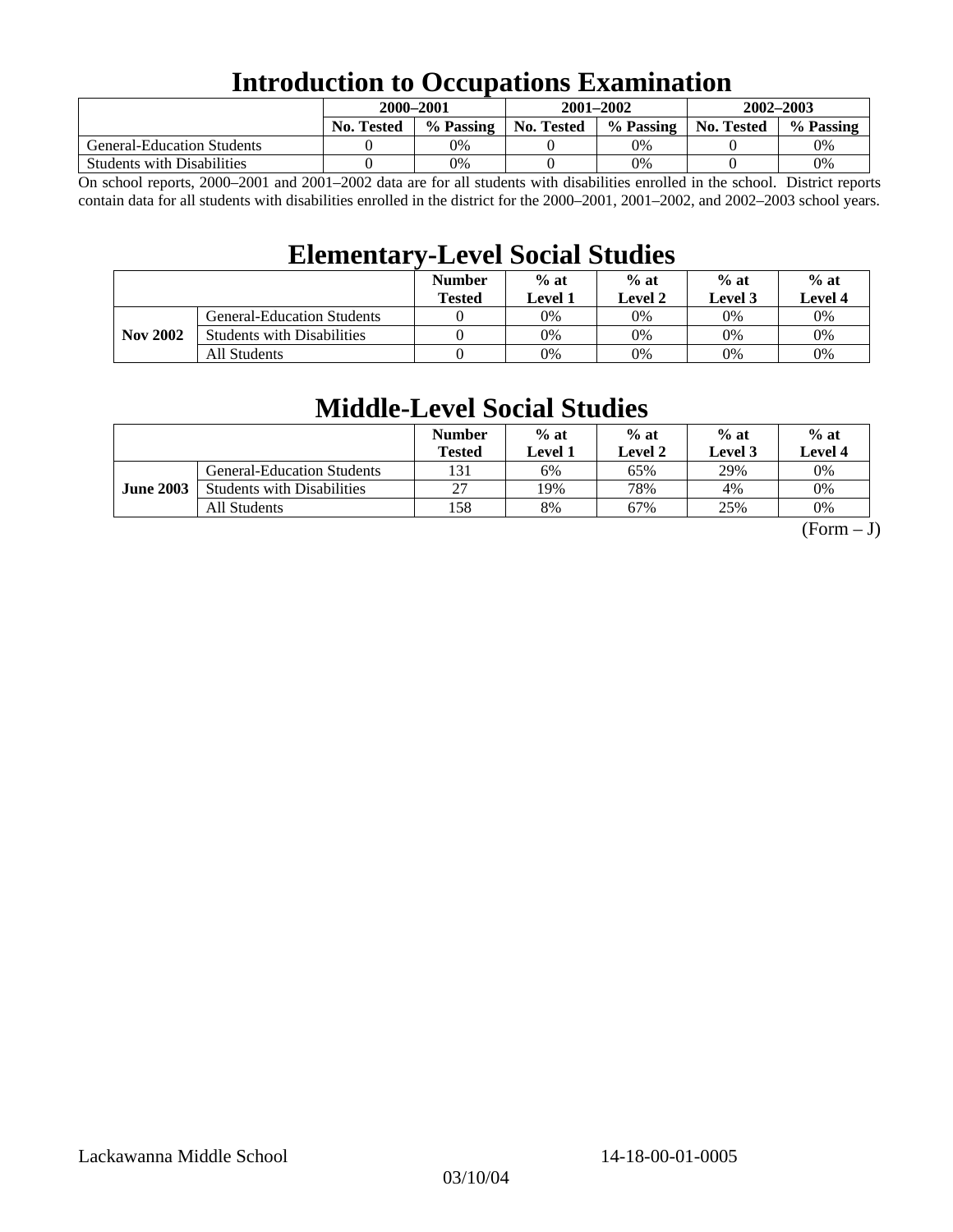# Introduction to Occupations Examination

| | 2000–2001 | | 2001–2002 | | 2002–2003 | |
|---|---|---|---|---|---|---|
| | No. Tested | % Passing | No. Tested | % Passing | No. Tested | % Passing |
| General-Education Students | 0 | 0% | 0 | 0% | 0 | 0% |
| Students with Disabilities | 0 | 0% | 0 | 0% | 0 | 0% |

On school reports, 2000–2001 and 2001–2002 data are for all students with disabilities enrolled in the school. District reports contain data for all students with disabilities enrolled in the district for the 2000–2001, 2001–2002, and 2002–2003 school years.

# Elementary-Level Social Studies

| | | Number Tested | % at Level 1 | % at Level 2 | % at Level 3 | % at Level 4 |
|---|---|---|---|---|---|---|
| **Nov 2002** | General-Education Students | 0 | 0% | 0% | 0% | 0% |
| | Students with Disabilities | 0 | 0% | 0% | 0% | 0% |
| | All Students | 0 | 0% | 0% | 0% | 0% |

# Middle-Level Social Studies

| | | Number Tested | % at Level 1 | % at Level 2 | % at Level 3 | % at Level 4 |
|---|---|---|---|---|---|---|
| **June 2003** | General-Education Students | 131 | 6% | 65% | 29% | 0% |
| | Students with Disabilities | 27 | 19% | 78% | 4% | 0% |
| | All Students | 158 | 8% | 67% | 25% | 0% |

(Form – J)